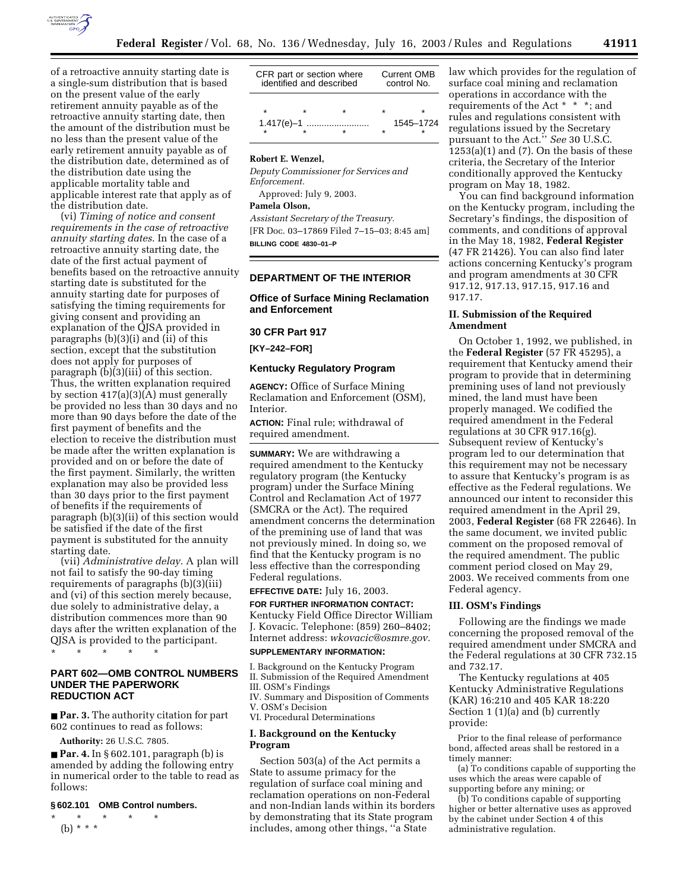of a retroactive annuity starting date is a single-sum distribution that is based on the present value of the early retirement annuity payable as of the retroactive annuity starting date, then the amount of the distribution must be no less than the present value of the early retirement annuity payable as of the distribution date, determined as of the distribution date using the applicable mortality table and applicable interest rate that apply as of the distribution date.

(vi) *Timing of notice and consent requirements in the case of retroactive annuity starting dates*. In the case of a retroactive annuity starting date, the date of the first actual payment of benefits based on the retroactive annuity starting date is substituted for the annuity starting date for purposes of satisfying the timing requirements for giving consent and providing an explanation of the QJSA provided in paragraphs (b)(3)(i) and (ii) of this section, except that the substitution does not apply for purposes of paragraph (b)(3)(iii) of this section. Thus, the written explanation required by section 417(a)(3)(A) must generally be provided no less than 30 days and no more than 90 days before the date of the first payment of benefits and the election to receive the distribution must be made after the written explanation is provided and on or before the date of the first payment. Similarly, the written explanation may also be provided less than 30 days prior to the first payment of benefits if the requirements of paragraph (b)(3)(ii) of this section would be satisfied if the date of the first payment is substituted for the annuity starting date.

(vii) *Administrative delay*. A plan will not fail to satisfy the 90-day timing requirements of paragraphs (b)(3)(iii) and (vi) of this section merely because, due solely to administrative delay, a distribution commences more than 90 days after the written explanation of the QJSA is provided to the participant.

\* \* \* \* \*

## PART 602—OMB CONTROL NUMBERS UNDER THE PAPERWORK REDUCTION ACT

■ **Par. 3.** The authority citation for part 602 continues to read as follows:

**Authority:** 26 U.S.C. 7805.

■ **Par. 4.** In § 602.101, paragraph (b) is amended by adding the following entry in numerical order to the table to read as follows:

### § 602.101 OMB Control numbers.

\* \* \* \* \*

(b) \* \* \*

| CFR part or section where identified and described | Current OMB control No. |
|---|---|
| \* \* \* | \* \* |
| 1.417(e)–1 ......................... | 1545–1724 |
| \* \* \* | \* \* |

**Robert E. Wenzel,**
*Deputy Commissioner for Services and Enforcement.*

Approved: July 9, 2003.

**Pamela Olson,**
*Assistant Secretary of the Treasury.*

[FR Doc. 03–17869 Filed 7–15–03; 8:45 am]

**BILLING CODE 4830–01–P**

## DEPARTMENT OF THE INTERIOR

### Office of Surface Mining Reclamation and Enforcement

### 30 CFR Part 917

**[KY–242–FOR]**

### Kentucky Regulatory Program

**AGENCY:** Office of Surface Mining Reclamation and Enforcement (OSM), Interior.

**ACTION:** Final rule; withdrawal of required amendment.

**SUMMARY:** We are withdrawing a required amendment to the Kentucky regulatory program (the Kentucky program) under the Surface Mining Control and Reclamation Act of 1977 (SMCRA or the Act). The required amendment concerns the determination of the premining use of land that was not previously mined. In doing so, we find that the Kentucky program is no less effective than the corresponding Federal regulations.

**EFFECTIVE DATE:** July 16, 2003.

**FOR FURTHER INFORMATION CONTACT:** Kentucky Field Office Director William J. Kovacic. Telephone: (859) 260–8402; Internet address: *wkovacic@osmre.gov.*

**SUPPLEMENTARY INFORMATION:**

I. Background on the Kentucky Program
II. Submission of the Required Amendment
III. OSM's Findings
IV. Summary and Disposition of Comments
V. OSM's Decision
VI. Procedural Determinations

### I. Background on the Kentucky Program

Section 503(a) of the Act permits a State to assume primacy for the regulation of surface coal mining and reclamation operations on non-Federal and non-Indian lands within its borders by demonstrating that its State program includes, among other things, "a State law which provides for the regulation of surface coal mining and reclamation operations in accordance with the requirements of the Act \* \* \*; and rules and regulations consistent with regulations issued by the Secretary pursuant to the Act.'' *See* 30 U.S.C. 1253(a)(1) and (7). On the basis of these criteria, the Secretary of the Interior conditionally approved the Kentucky program on May 18, 1982.

You can find background information on the Kentucky program, including the Secretary's findings, the disposition of comments, and conditions of approval in the May 18, 1982, **Federal Register** (47 FR 21426). You can also find later actions concerning Kentucky's program and program amendments at 30 CFR 917.12, 917.13, 917.15, 917.16 and 917.17.

### II. Submission of the Required Amendment

On October 1, 1992, we published, in the **Federal Register** (57 FR 45295), a requirement that Kentucky amend their program to provide that in determining premining uses of land not previously mined, the land must have been properly managed. We codified the required amendment in the Federal regulations at 30 CFR 917.16(g). Subsequent review of Kentucky's program led to our determination that this requirement may not be necessary to assure that Kentucky's program is as effective as the Federal regulations. We announced our intent to reconsider this required amendment in the April 29, 2003, **Federal Register** (68 FR 22646). In the same document, we invited public comment on the proposed removal of the required amendment. The public comment period closed on May 29, 2003. We received comments from one Federal agency.

### III. OSM's Findings

Following are the findings we made concerning the proposed removal of the required amendment under SMCRA and the Federal regulations at 30 CFR 732.15 and 732.17.

The Kentucky regulations at 405 Kentucky Administrative Regulations (KAR) 16:210 and 405 KAR 18:220 Section 1 (1)(a) and (b) currently provide:

> Prior to the final release of performance bond, affected areas shall be restored in a timely manner:
>
> (a) To conditions capable of supporting the uses which the areas were capable of supporting before any mining; or
>
> (b) To conditions capable of supporting higher or better alternative uses as approved by the cabinet under Section 4 of this administrative regulation.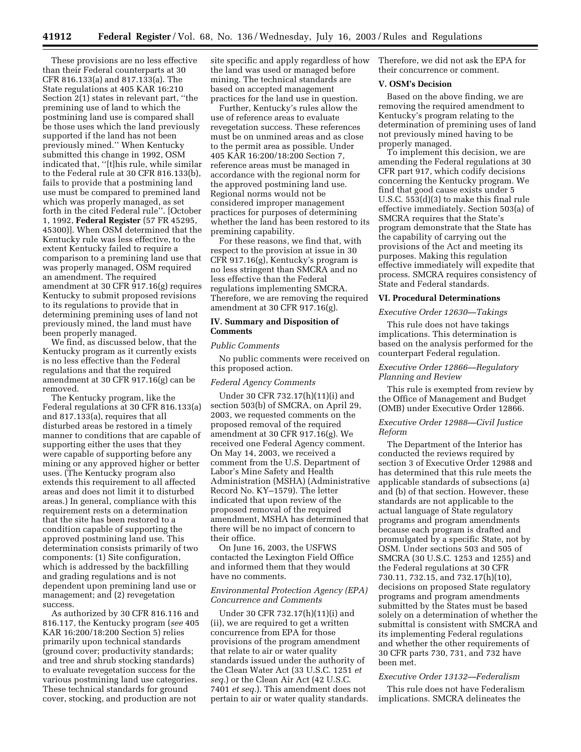These provisions are no less effective than their Federal counterparts at 30 CFR 816.133(a) and 817.133(a). The State regulations at 405 KAR 16:210 Section 2(1) states in relevant part, ''the premining use of land to which the postmining land use is compared shall be those uses which the land previously supported if the land has not been previously mined.'' When Kentucky submitted this change in 1992, OSM indicated that, ''[t]his rule, while similar to the Federal rule at 30 CFR 816.133(b), fails to provide that a postmining land use must be compared to premined land which was properly managed, as set forth in the cited Federal rule''. [October 1, 1992, **Federal Register** (57 FR 45295, 45300)]. When OSM determined that the Kentucky rule was less effective, to the extent Kentucky failed to require a comparison to a premining land use that was properly managed, OSM required an amendment. The required amendment at 30 CFR 917.16(g) requires Kentucky to submit proposed revisions to its regulations to provide that in determining premining uses of land not previously mined, the land must have been properly managed.

We find, as discussed below, that the Kentucky program as it currently exists is no less effective than the Federal regulations and that the required amendment at 30 CFR 917.16(g) can be removed.

The Kentucky program, like the Federal regulations at 30 CFR 816.133(a) and 817.133(a), requires that all disturbed areas be restored in a timely manner to conditions that are capable of supporting either the uses that they were capable of supporting before any mining or any approved higher or better uses. (The Kentucky program also extends this requirement to all affected areas and does not limit it to disturbed areas.) In general, compliance with this requirement rests on a determination that the site has been restored to a condition capable of supporting the approved postmining land use. This determination consists primarily of two components: (1) Site configuration, which is addressed by the backfilling and grading regulations and is not dependent upon premining land use or management; and (2) revegetation success.

As authorized by 30 CFR 816.116 and 816.117, the Kentucky program (*see* 405 KAR 16:200/18:200 Section 5) relies primarily upon technical standards (ground cover; productivity standards; and tree and shrub stocking standards) to evaluate revegetation success for the various postmining land use categories. These technical standards for ground cover, stocking, and production are not site specific and apply regardless of how the land was used or managed before mining. The technical standards are based on accepted management practices for the land use in question.

Further, Kentucky's rules allow the use of reference areas to evaluate revegetation success. These references must be on unmined areas and as close to the permit area as possible. Under 405 KAR 16:200/18:200 Section 7, reference areas must be managed in accordance with the regional norm for the approved postmining land use. Regional norms would not be considered improper management practices for purposes of determining whether the land has been restored to its premining capability.

For these reasons, we find that, with respect to the provision at issue in 30 CFR 917.16(g), Kentucky's program is no less stringent than SMCRA and no less effective than the Federal regulations implementing SMCRA. Therefore, we are removing the required amendment at 30 CFR 917.16(g).

## IV. Summary and Disposition of Comments

### *Public Comments*

No public comments were received on this proposed action.

### *Federal Agency Comments*

Under 30 CFR 732.17(h)(11)(i) and section 503(b) of SMCRA, on April 29, 2003, we requested comments on the proposed removal of the required amendment at 30 CFR 917.16(g). We received one Federal Agency comment. On May 14, 2003, we received a comment from the U.S. Department of Labor's Mine Safety and Health Administration (MSHA) (Administrative Record No. KY–1579). The letter indicated that upon review of the proposed removal of the required amendment, MSHA has determined that there will be no impact of concern to their office.

On June 16, 2003, the USFWS contacted the Lexington Field Office and informed them that they would have no comments.

### *Environmental Protection Agency (EPA) Concurrence and Comments*

Under 30 CFR 732.17(h)(11)(i) and (ii), we are required to get a written concurrence from EPA for those provisions of the program amendment that relate to air or water quality standards issued under the authority of the Clean Water Act (33 U.S.C. 1251 *et seq.*) or the Clean Air Act (42 U.S.C. 7401 *et seq.*). This amendment does not pertain to air or water quality standards. Therefore, we did not ask the EPA for their concurrence or comment.

## V. OSM's Decision

Based on the above finding, we are removing the required amendment to Kentucky's program relating to the determination of premining uses of land not previously mined having to be properly managed.

To implement this decision, we are amending the Federal regulations at 30 CFR part 917, which codify decisions concerning the Kentucky program. We find that good cause exists under 5 U.S.C. 553(d)(3) to make this final rule effective immediately. Section 503(a) of SMCRA requires that the State's program demonstrate that the State has the capability of carrying out the provisions of the Act and meeting its purposes. Making this regulation effective immediately will expedite that process. SMCRA requires consistency of State and Federal standards.

## VI. Procedural Determinations

### *Executive Order 12630—Takings*

This rule does not have takings implications. This determination is based on the analysis performed for the counterpart Federal regulation.

### *Executive Order 12866—Regulatory Planning and Review*

This rule is exempted from review by the Office of Management and Budget (OMB) under Executive Order 12866.

### *Executive Order 12988—Civil Justice Reform*

The Department of the Interior has conducted the reviews required by section 3 of Executive Order 12988 and has determined that this rule meets the applicable standards of subsections (a) and (b) of that section. However, these standards are not applicable to the actual language of State regulatory programs and program amendments because each program is drafted and promulgated by a specific State, not by OSM. Under sections 503 and 505 of SMCRA (30 U.S.C. 1253 and 1255) and the Federal regulations at 30 CFR 730.11, 732.15, and 732.17(h)(10), decisions on proposed State regulatory programs and program amendments submitted by the States must be based solely on a determination of whether the submittal is consistent with SMCRA and its implementing Federal regulations and whether the other requirements of 30 CFR parts 730, 731, and 732 have been met.

### *Executive Order 13132—Federalism*

This rule does not have Federalism implications. SMCRA delineates the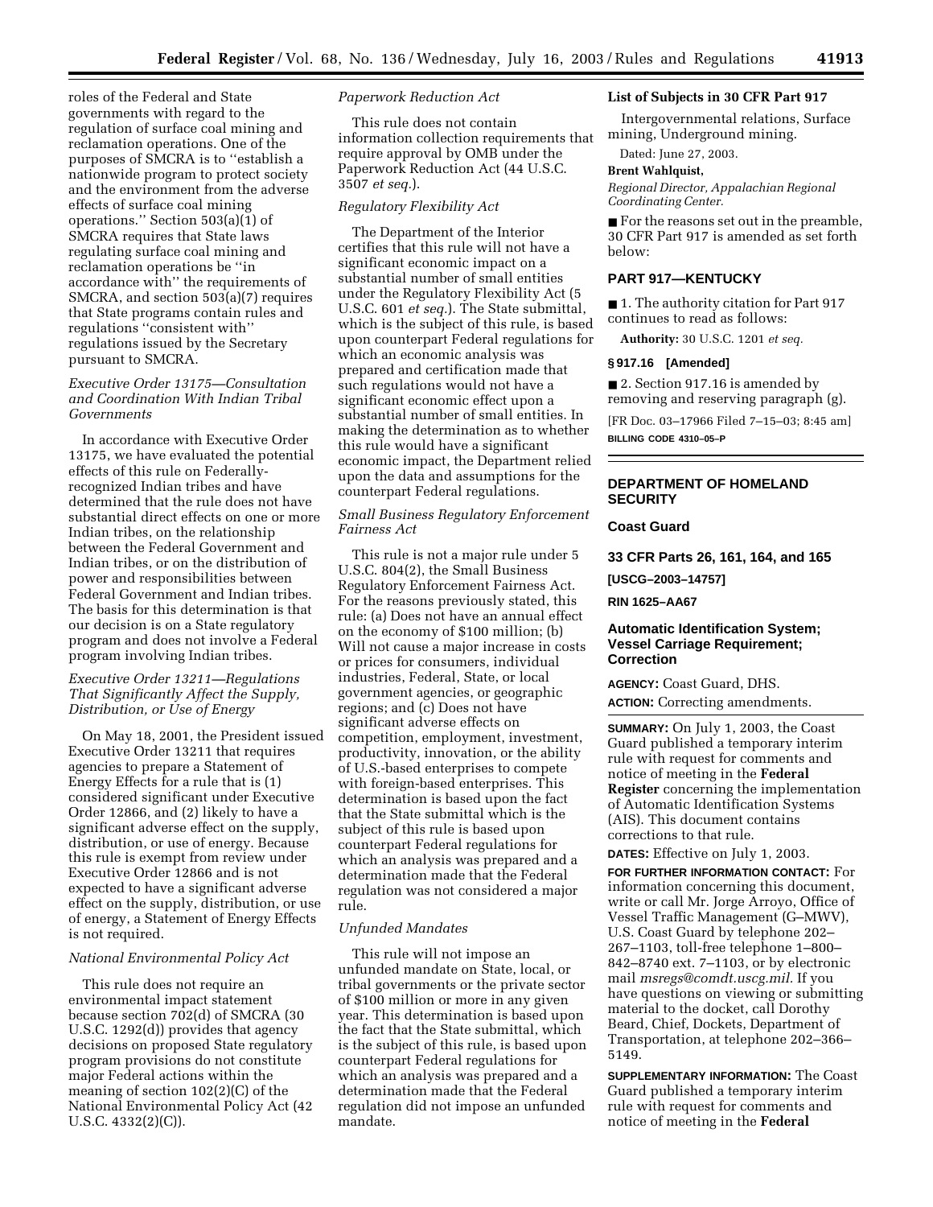roles of the Federal and State governments with regard to the regulation of surface coal mining and reclamation operations. One of the purposes of SMCRA is to "establish a nationwide program to protect society and the environment from the adverse effects of surface coal mining operations." Section 503(a)(1) of SMCRA requires that State laws regulating surface coal mining and reclamation operations be "in accordance with" the requirements of SMCRA, and section 503(a)(7) requires that State programs contain rules and regulations "consistent with" regulations issued by the Secretary pursuant to SMCRA.

*Executive Order 13175—Consultation and Coordination With Indian Tribal Governments*

In accordance with Executive Order 13175, we have evaluated the potential effects of this rule on Federally-recognized Indian tribes and have determined that the rule does not have substantial direct effects on one or more Indian tribes, on the relationship between the Federal Government and Indian tribes, or on the distribution of power and responsibilities between Federal Government and Indian tribes. The basis for this determination is that our decision is on a State regulatory program and does not involve a Federal program involving Indian tribes.

*Executive Order 13211—Regulations That Significantly Affect the Supply, Distribution, or Use of Energy*

On May 18, 2001, the President issued Executive Order 13211 that requires agencies to prepare a Statement of Energy Effects for a rule that is (1) considered significant under Executive Order 12866, and (2) likely to have a significant adverse effect on the supply, distribution, or use of energy. Because this rule is exempt from review under Executive Order 12866 and is not expected to have a significant adverse effect on the supply, distribution, or use of energy, a Statement of Energy Effects is not required.

*National Environmental Policy Act*

This rule does not require an environmental impact statement because section 702(d) of SMCRA (30 U.S.C. 1292(d)) provides that agency decisions on proposed State regulatory program provisions do not constitute major Federal actions within the meaning of section 102(2)(C) of the National Environmental Policy Act (42 U.S.C. 4332(2)(C)).

*Paperwork Reduction Act*

This rule does not contain information collection requirements that require approval by OMB under the Paperwork Reduction Act (44 U.S.C. 3507 *et seq.*).

*Regulatory Flexibility Act*

The Department of the Interior certifies that this rule will not have a significant economic impact on a substantial number of small entities under the Regulatory Flexibility Act (5 U.S.C. 601 *et seq.*). The State submittal, which is the subject of this rule, is based upon counterpart Federal regulations for which an economic analysis was prepared and certification made that such regulations would not have a significant economic effect upon a substantial number of small entities. In making the determination as to whether this rule would have a significant economic impact, the Department relied upon the data and assumptions for the counterpart Federal regulations.

*Small Business Regulatory Enforcement Fairness Act*

This rule is not a major rule under 5 U.S.C. 804(2), the Small Business Regulatory Enforcement Fairness Act. For the reasons previously stated, this rule: (a) Does not have an annual effect on the economy of $100 million; (b) Will not cause a major increase in costs or prices for consumers, individual industries, Federal, State, or local government agencies, or geographic regions; and (c) Does not have significant adverse effects on competition, employment, investment, productivity, innovation, or the ability of U.S.-based enterprises to compete with foreign-based enterprises. This determination is based upon the fact that the State submittal which is the subject of this rule is based upon counterpart Federal regulations for which an analysis was prepared and a determination made that the Federal regulation was not considered a major rule.

*Unfunded Mandates*

This rule will not impose an unfunded mandate on State, local, or tribal governments or the private sector of $100 million or more in any given year. This determination is based upon the fact that the State submittal, which is the subject of this rule, is based upon counterpart Federal regulations for which an analysis was prepared and a determination made that the Federal regulation did not impose an unfunded mandate.

**List of Subjects in 30 CFR Part 917**

Intergovernmental relations, Surface mining, Underground mining.

Dated: June 27, 2003.

**Brent Wahlquist,**

*Regional Director, Appalachian Regional Coordinating Center.*

■ For the reasons set out in the preamble, 30 CFR Part 917 is amended as set forth below:

## PART 917—KENTUCKY

■ 1. The authority citation for Part 917 continues to read as follows:

**Authority:** 30 U.S.C. 1201 *et seq.*

**§ 917.16 [Amended]**

■ 2. Section 917.16 is amended by removing and reserving paragraph (g).

[FR Doc. 03–17966 Filed 7–15–03; 8:45 am]

**BILLING CODE 4310–05–P**

## DEPARTMENT OF HOMELAND SECURITY

### Coast Guard

### 33 CFR Parts 26, 161, 164, and 165

**[USCG–2003–14757]**

**RIN 1625–AA67**

### Automatic Identification System; Vessel Carriage Requirement; Correction

**AGENCY:** Coast Guard, DHS.

**ACTION:** Correcting amendments.

**SUMMARY:** On July 1, 2003, the Coast Guard published a temporary interim rule with request for comments and notice of meeting in the **Federal Register** concerning the implementation of Automatic Identification Systems (AIS). This document contains corrections to that rule.

**DATES:** Effective on July 1, 2003.

**FOR FURTHER INFORMATION CONTACT:** For information concerning this document, write or call Mr. Jorge Arroyo, Office of Vessel Traffic Management (G–MWV), U.S. Coast Guard by telephone 202–267–1103, toll-free telephone 1–800–842–8740 ext. 7–1103, or by electronic mail *msregs@comdt.uscg.mil.* If you have questions on viewing or submitting material to the docket, call Dorothy Beard, Chief, Dockets, Department of Transportation, at telephone 202–366–5149.

**SUPPLEMENTARY INFORMATION:** The Coast Guard published a temporary interim rule with request for comments and notice of meeting in the **Federal**